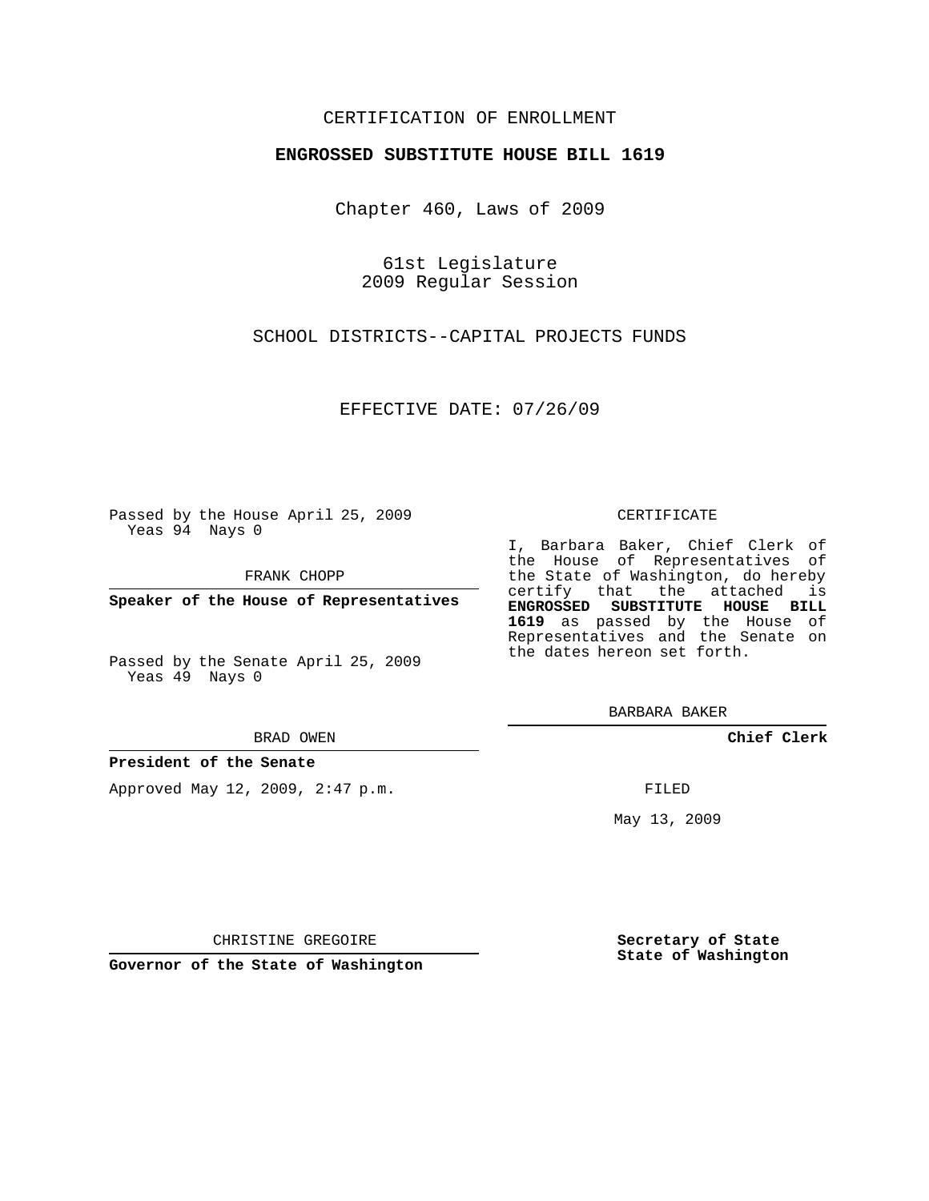CERTIFICATION OF ENROLLMENT

**ENGROSSED SUBSTITUTE HOUSE BILL 1619**

Chapter 460, Laws of 2009

61st Legislature
2009 Regular Session

SCHOOL DISTRICTS--CAPITAL PROJECTS FUNDS

EFFECTIVE DATE: 07/26/09

Passed by the House April 25, 2009
Yeas 94 Nays 0

FRANK CHOPP

**Speaker of the House of Representatives**

Passed by the Senate April 25, 2009
Yeas 49 Nays 0

BRAD OWEN

**President of the Senate**

Approved May 12, 2009, 2:47 p.m.

CHRISTINE GREGOIRE

**Governor of the State of Washington**

CERTIFICATE

I, Barbara Baker, Chief Clerk of the House of Representatives of the State of Washington, do hereby certify that the attached is **ENGROSSED SUBSTITUTE HOUSE BILL 1619** as passed by the House of Representatives and the Senate on the dates hereon set forth.

BARBARA BAKER

**Chief Clerk**

FILED

May 13, 2009

**Secretary of State**
**State of Washington**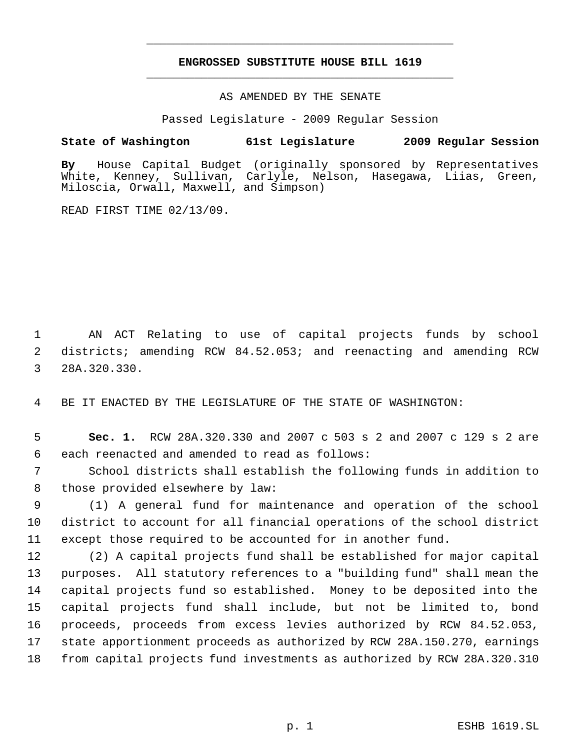**ENGROSSED SUBSTITUTE HOUSE BILL 1619**

AS AMENDED BY THE SENATE

Passed Legislature - 2009 Regular Session

**State of Washington 61st Legislature 2009 Regular Session**

**By** House Capital Budget (originally sponsored by Representatives White, Kenney, Sullivan, Carlyle, Nelson, Hasegawa, Liias, Green, Miloscia, Orwall, Maxwell, and Simpson)

READ FIRST TIME 02/13/09.

AN ACT Relating to use of capital projects funds by school districts; amending RCW 84.52.053; and reenacting and amending RCW 28A.320.330.

BE IT ENACTED BY THE LEGISLATURE OF THE STATE OF WASHINGTON:

**Sec. 1.** RCW 28A.320.330 and 2007 c 503 s 2 and 2007 c 129 s 2 are each reenacted and amended to read as follows:

School districts shall establish the following funds in addition to those provided elsewhere by law:

(1) A general fund for maintenance and operation of the school district to account for all financial operations of the school district except those required to be accounted for in another fund.

(2) A capital projects fund shall be established for major capital purposes. All statutory references to a "building fund" shall mean the capital projects fund so established. Money to be deposited into the capital projects fund shall include, but not be limited to, bond proceeds, proceeds from excess levies authorized by RCW 84.52.053, state apportionment proceeds as authorized by RCW 28A.150.270, earnings from capital projects fund investments as authorized by RCW 28A.320.310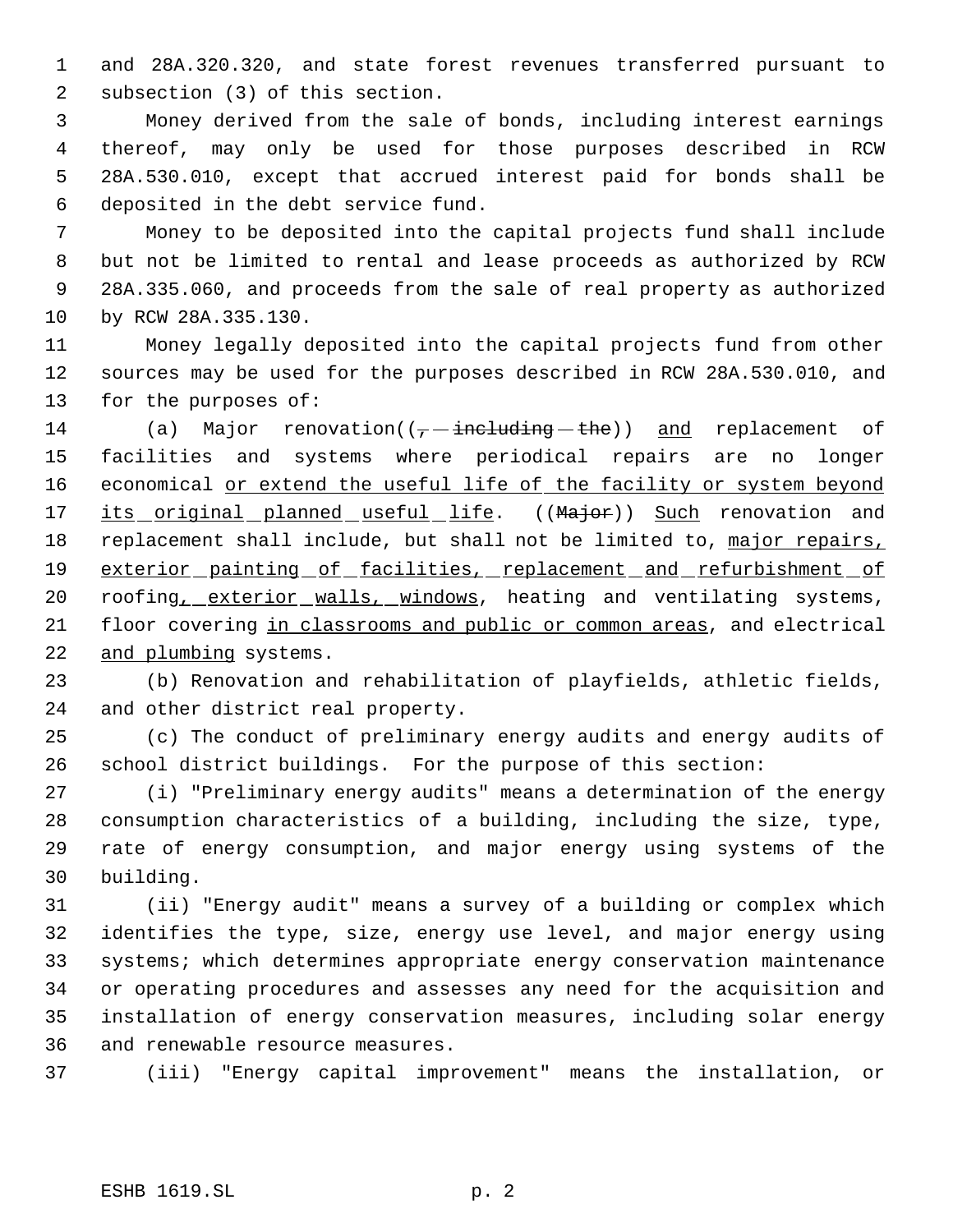and 28A.320.320, and state forest revenues transferred pursuant to subsection (3) of this section.

Money derived from the sale of bonds, including interest earnings thereof, may only be used for those purposes described in RCW 28A.530.010, except that accrued interest paid for bonds shall be deposited in the debt service fund.

Money to be deposited into the capital projects fund shall include but not be limited to rental and lease proceeds as authorized by RCW 28A.335.060, and proceeds from the sale of real property as authorized by RCW 28A.335.130.

Money legally deposited into the capital projects fund from other sources may be used for the purposes described in RCW 28A.530.010, and for the purposes of:

(a) Major renovation((~~, including the~~)) <u>and</u> replacement of facilities and systems where periodical repairs are no longer economical <u>or extend the useful life of the facility or system beyond its original planned useful life</u>. ((~~Major~~)) <u>Such</u> renovation and replacement shall include, but shall not be limited to, <u>major repairs, exterior painting of facilities, replacement and refurbishment of</u> roofing<u>, exterior walls, windows</u>, heating and ventilating systems, floor covering <u>in classrooms and public or common areas</u>, and electrical <u>and plumbing</u> systems.

(b) Renovation and rehabilitation of playfields, athletic fields, and other district real property.

(c) The conduct of preliminary energy audits and energy audits of school district buildings. For the purpose of this section:

(i) "Preliminary energy audits" means a determination of the energy consumption characteristics of a building, including the size, type, rate of energy consumption, and major energy using systems of the building.

(ii) "Energy audit" means a survey of a building or complex which identifies the type, size, energy use level, and major energy using systems; which determines appropriate energy conservation maintenance or operating procedures and assesses any need for the acquisition and installation of energy conservation measures, including solar energy and renewable resource measures.

(iii) "Energy capital improvement" means the installation, or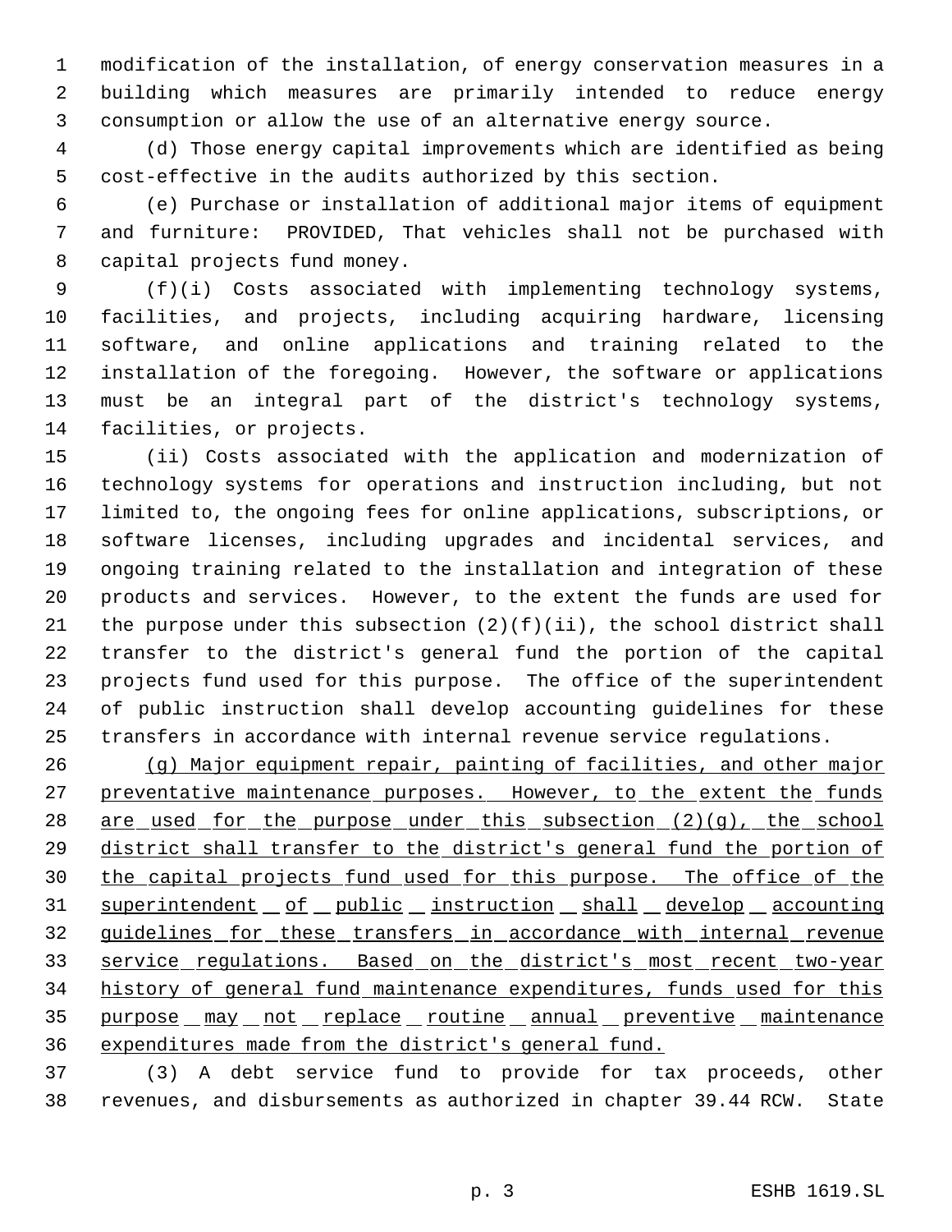modification of the installation, of energy conservation measures in a building which measures are primarily intended to reduce energy consumption or allow the use of an alternative energy source.

(d) Those energy capital improvements which are identified as being cost-effective in the audits authorized by this section.

(e) Purchase or installation of additional major items of equipment and furniture: PROVIDED, That vehicles shall not be purchased with capital projects fund money.

(f)(i) Costs associated with implementing technology systems, facilities, and projects, including acquiring hardware, licensing software, and online applications and training related to the installation of the foregoing. However, the software or applications must be an integral part of the district's technology systems, facilities, or projects.

(ii) Costs associated with the application and modernization of technology systems for operations and instruction including, but not limited to, the ongoing fees for online applications, subscriptions, or software licenses, including upgrades and incidental services, and ongoing training related to the installation and integration of these products and services. However, to the extent the funds are used for the purpose under this subsection (2)(f)(ii), the school district shall transfer to the district's general fund the portion of the capital projects fund used for this purpose. The office of the superintendent of public instruction shall develop accounting guidelines for these transfers in accordance with internal revenue service regulations.

<u>(g) Major equipment repair, painting of facilities, and other major preventative maintenance purposes. However, to the extent the funds are used for the purpose under this subsection (2)(g), the school district shall transfer to the district's general fund the portion of the capital projects fund used for this purpose. The office of the superintendent of public instruction shall develop accounting guidelines for these transfers in accordance with internal revenue service regulations. Based on the district's most recent two-year history of general fund maintenance expenditures, funds used for this purpose may not replace routine annual preventive maintenance expenditures made from the district's general fund.</u>

(3) A debt service fund to provide for tax proceeds, other revenues, and disbursements as authorized in chapter 39.44 RCW. State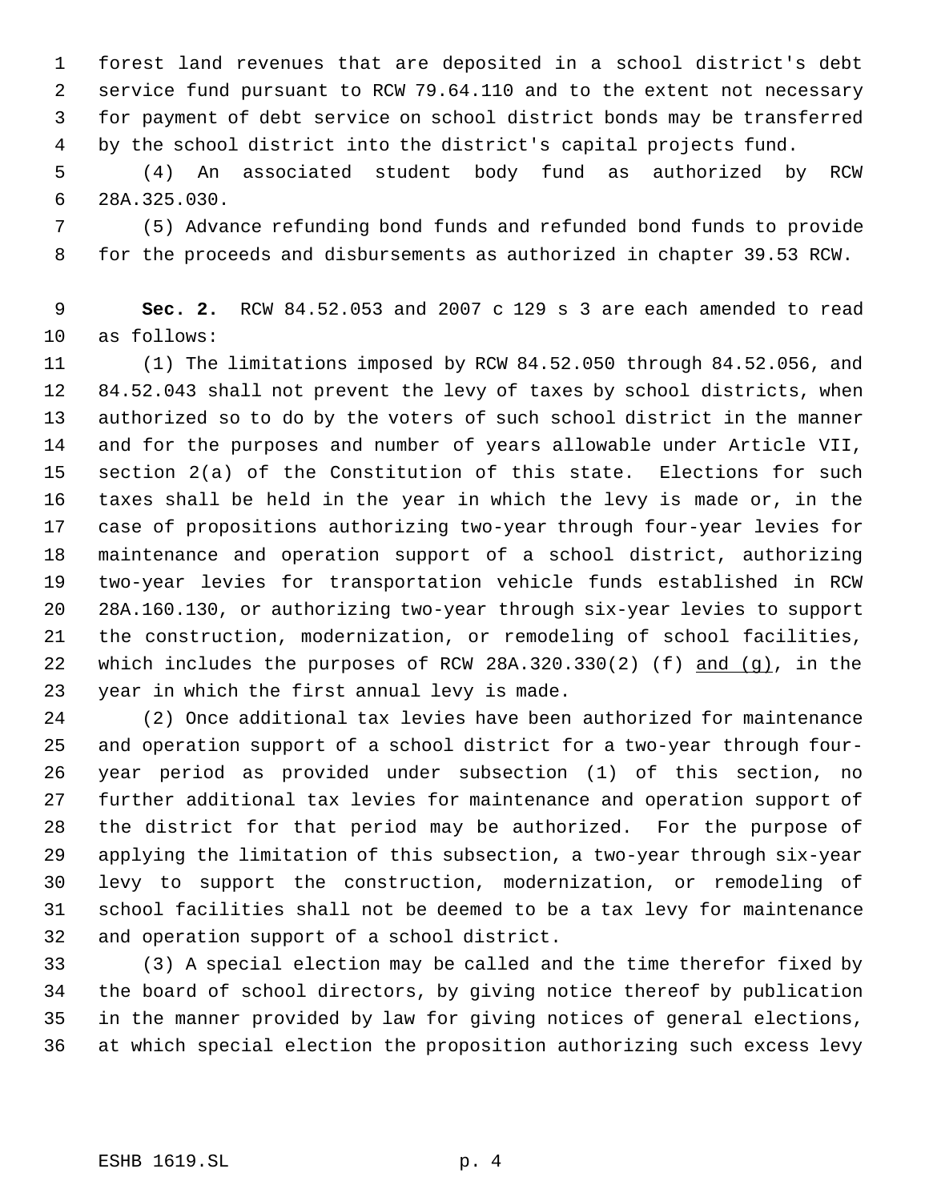forest land revenues that are deposited in a school district's debt service fund pursuant to RCW 79.64.110 and to the extent not necessary for payment of debt service on school district bonds may be transferred by the school district into the district's capital projects fund.

(4) An associated student body fund as authorized by RCW 28A.325.030.

(5) Advance refunding bond funds and refunded bond funds to provide for the proceeds and disbursements as authorized in chapter 39.53 RCW.

**Sec. 2.** RCW 84.52.053 and 2007 c 129 s 3 are each amended to read as follows:

(1) The limitations imposed by RCW 84.52.050 through 84.52.056, and 84.52.043 shall not prevent the levy of taxes by school districts, when authorized so to do by the voters of such school district in the manner and for the purposes and number of years allowable under Article VII, section 2(a) of the Constitution of this state. Elections for such taxes shall be held in the year in which the levy is made or, in the case of propositions authorizing two-year through four-year levies for maintenance and operation support of a school district, authorizing two-year levies for transportation vehicle funds established in RCW 28A.160.130, or authorizing two-year through six-year levies to support the construction, modernization, or remodeling of school facilities, which includes the purposes of RCW 28A.320.330(2) (f) <u>and (g)</u>, in the year in which the first annual levy is made.

(2) Once additional tax levies have been authorized for maintenance and operation support of a school district for a two-year through four-year period as provided under subsection (1) of this section, no further additional tax levies for maintenance and operation support of the district for that period may be authorized. For the purpose of applying the limitation of this subsection, a two-year through six-year levy to support the construction, modernization, or remodeling of school facilities shall not be deemed to be a tax levy for maintenance and operation support of a school district.

(3) A special election may be called and the time therefor fixed by the board of school directors, by giving notice thereof by publication in the manner provided by law for giving notices of general elections, at which special election the proposition authorizing such excess levy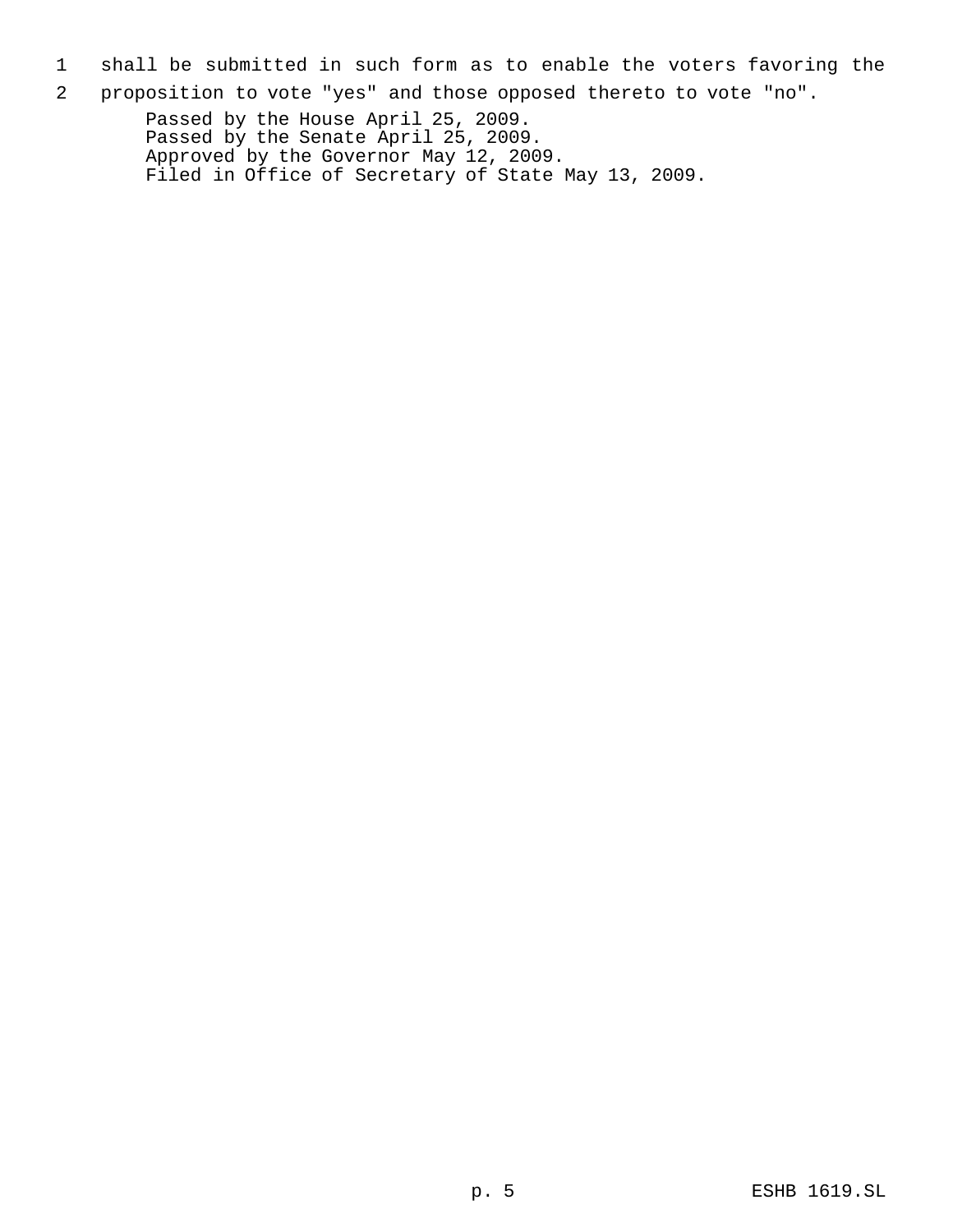shall be submitted in such form as to enable the voters favoring the proposition to vote "yes" and those opposed thereto to vote "no".

Passed by the House April 25, 2009.
Passed by the Senate April 25, 2009.
Approved by the Governor May 12, 2009.
Filed in Office of Secretary of State May 13, 2009.